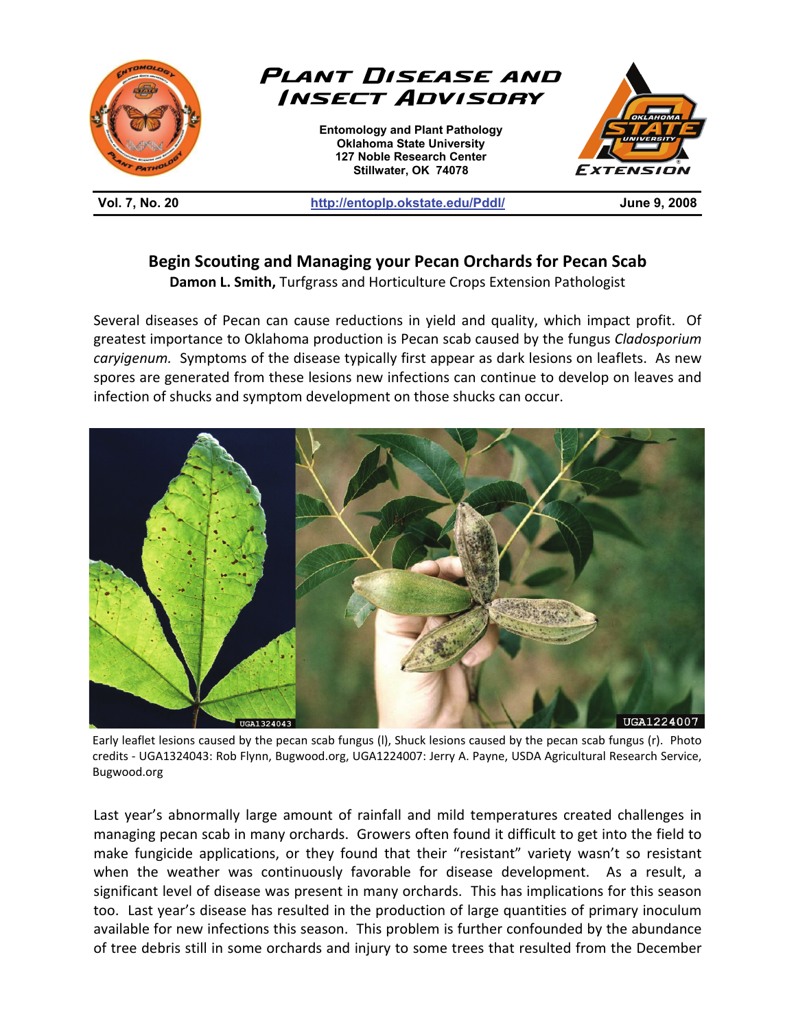# Plant Disease and Insect Advisory

**Entomology and Plant Pathology**
**Oklahoma State University**
**127 Noble Research Center**
**Stillwater, OK 74078**

**Vol. 7, No. 20** | **http://entoplp.okstate.edu/Pddl/** | **June 9, 2008**

## Begin Scouting and Managing your Pecan Orchards for Pecan Scab

**Damon L. Smith,** Turfgrass and Horticulture Crops Extension Pathologist

Several diseases of Pecan can cause reductions in yield and quality, which impact profit. Of greatest importance to Oklahoma production is Pecan scab caused by the fungus *Cladosporium caryigenum.* Symptoms of the disease typically first appear as dark lesions on leaflets. As new spores are generated from these lesions new infections can continue to develop on leaves and infection of shucks and symptom development on those shucks can occur.

Early leaflet lesions caused by the pecan scab fungus (l), Shuck lesions caused by the pecan scab fungus (r). Photo credits - UGA1324043: Rob Flynn, Bugwood.org, UGA1224007: Jerry A. Payne, USDA Agricultural Research Service, Bugwood.org

Last year's abnormally large amount of rainfall and mild temperatures created challenges in managing pecan scab in many orchards. Growers often found it difficult to get into the field to make fungicide applications, or they found that their "resistant" variety wasn't so resistant when the weather was continuously favorable for disease development. As a result, a significant level of disease was present in many orchards. This has implications for this season too. Last year's disease has resulted in the production of large quantities of primary inoculum available for new infections this season. This problem is further confounded by the abundance of tree debris still in some orchards and injury to some trees that resulted from the December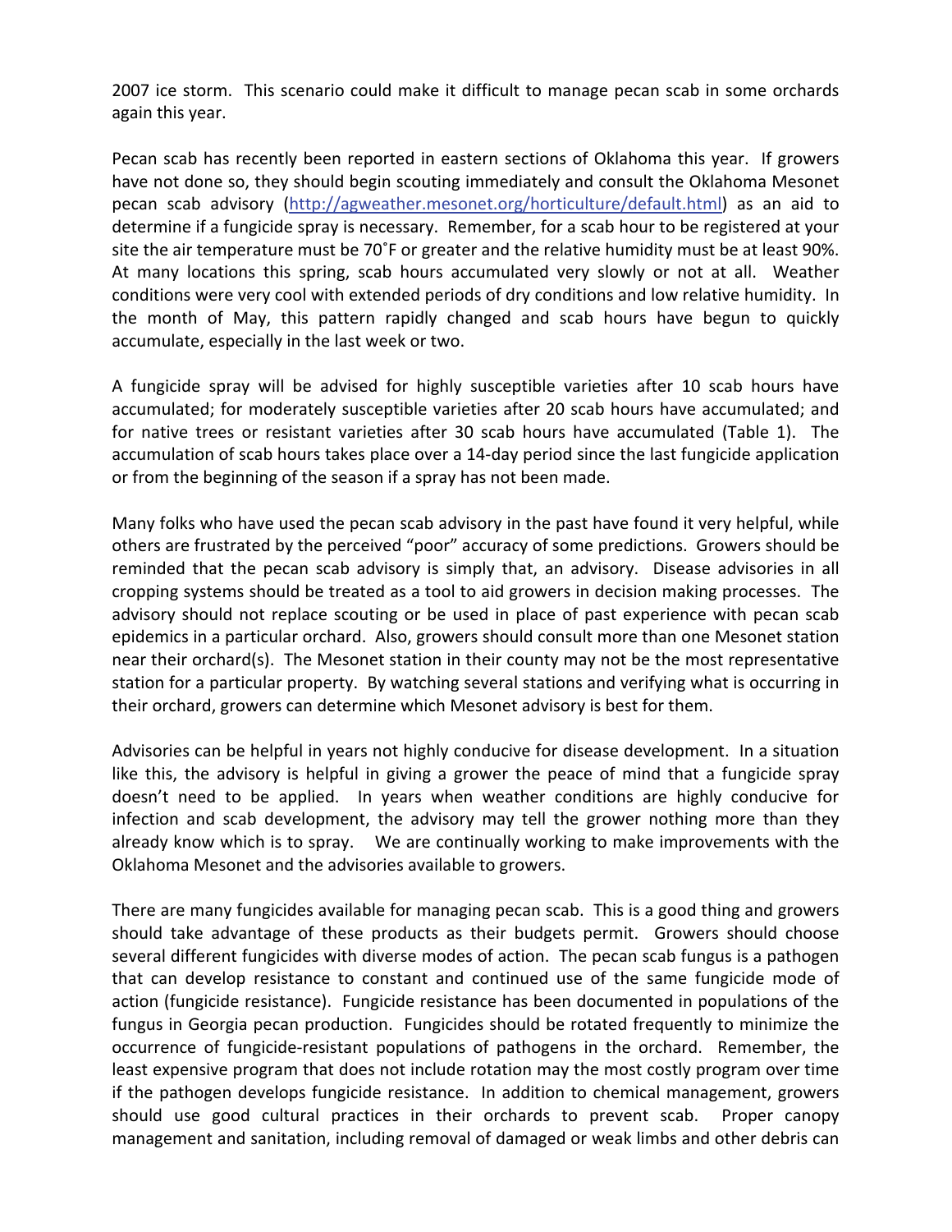2007 ice storm. This scenario could make it difficult to manage pecan scab in some orchards again this year.

Pecan scab has recently been reported in eastern sections of Oklahoma this year. If growers have not done so, they should begin scouting immediately and consult the Oklahoma Mesonet pecan scab advisory (http://agweather.mesonet.org/horticulture/default.html) as an aid to determine if a fungicide spray is necessary. Remember, for a scab hour to be registered at your site the air temperature must be 70˚F or greater and the relative humidity must be at least 90%. At many locations this spring, scab hours accumulated very slowly or not at all. Weather conditions were very cool with extended periods of dry conditions and low relative humidity. In the month of May, this pattern rapidly changed and scab hours have begun to quickly accumulate, especially in the last week or two.

A fungicide spray will be advised for highly susceptible varieties after 10 scab hours have accumulated; for moderately susceptible varieties after 20 scab hours have accumulated; and for native trees or resistant varieties after 30 scab hours have accumulated (Table 1). The accumulation of scab hours takes place over a 14-day period since the last fungicide application or from the beginning of the season if a spray has not been made.

Many folks who have used the pecan scab advisory in the past have found it very helpful, while others are frustrated by the perceived "poor" accuracy of some predictions. Growers should be reminded that the pecan scab advisory is simply that, an advisory. Disease advisories in all cropping systems should be treated as a tool to aid growers in decision making processes. The advisory should not replace scouting or be used in place of past experience with pecan scab epidemics in a particular orchard. Also, growers should consult more than one Mesonet station near their orchard(s). The Mesonet station in their county may not be the most representative station for a particular property. By watching several stations and verifying what is occurring in their orchard, growers can determine which Mesonet advisory is best for them.

Advisories can be helpful in years not highly conducive for disease development. In a situation like this, the advisory is helpful in giving a grower the peace of mind that a fungicide spray doesn't need to be applied. In years when weather conditions are highly conducive for infection and scab development, the advisory may tell the grower nothing more than they already know which is to spray. We are continually working to make improvements with the Oklahoma Mesonet and the advisories available to growers.

There are many fungicides available for managing pecan scab. This is a good thing and growers should take advantage of these products as their budgets permit. Growers should choose several different fungicides with diverse modes of action. The pecan scab fungus is a pathogen that can develop resistance to constant and continued use of the same fungicide mode of action (fungicide resistance). Fungicide resistance has been documented in populations of the fungus in Georgia pecan production. Fungicides should be rotated frequently to minimize the occurrence of fungicide-resistant populations of pathogens in the orchard. Remember, the least expensive program that does not include rotation may the most costly program over time if the pathogen develops fungicide resistance. In addition to chemical management, growers should use good cultural practices in their orchards to prevent scab. Proper canopy management and sanitation, including removal of damaged or weak limbs and other debris can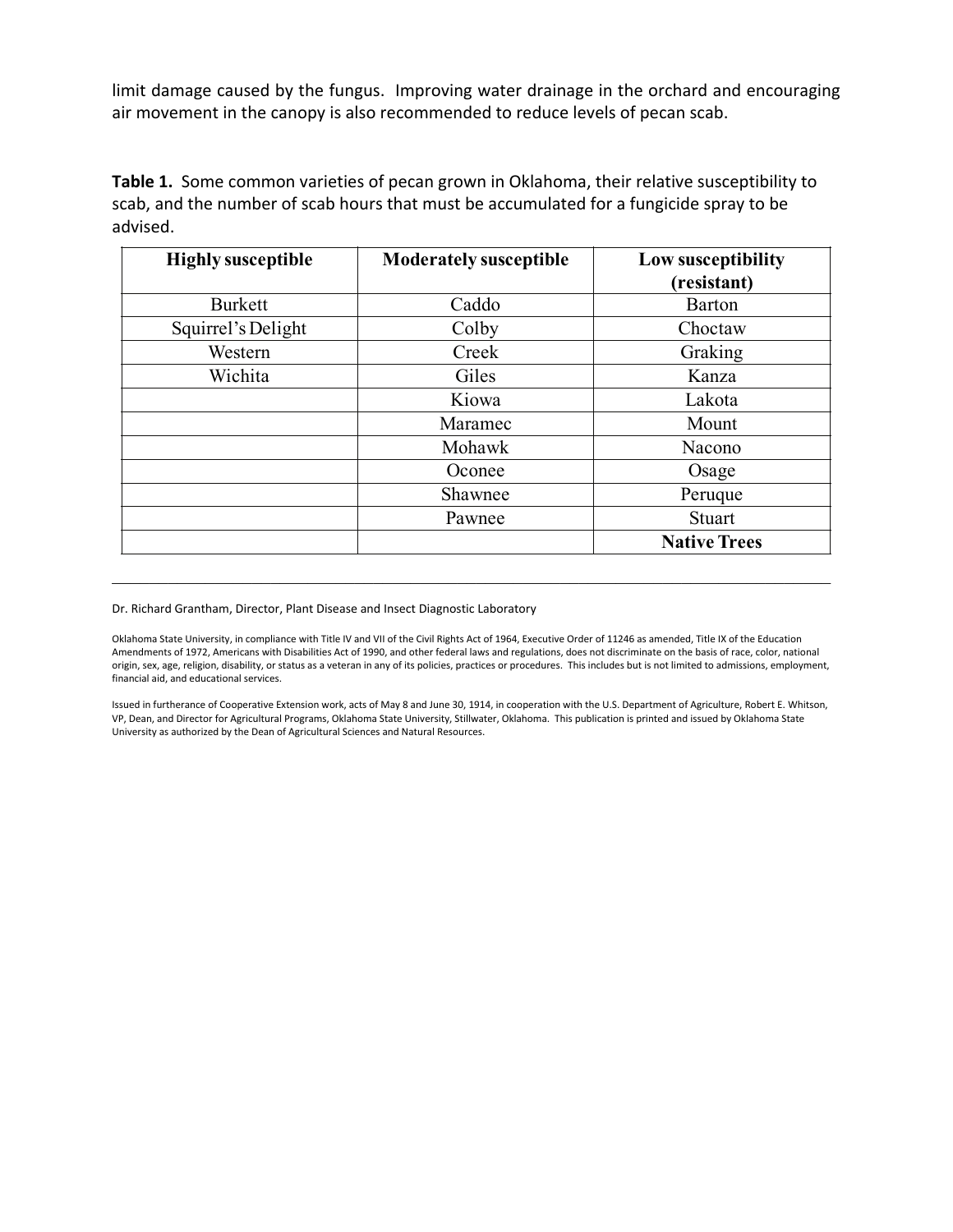limit damage caused by the fungus. Improving water drainage in the orchard and encouraging air movement in the canopy is also recommended to reduce levels of pecan scab.

**Table 1.** Some common varieties of pecan grown in Oklahoma, their relative susceptibility to scab, and the number of scab hours that must be accumulated for a fungicide spray to be advised.

| **Highly susceptible** | **Moderately susceptible** | **Low susceptibility (resistant)** |
|---|---|---|
| Burkett | Caddo | Barton |
| Squirrel's Delight | Colby | Choctaw |
| Western | Creek | Graking |
| Wichita | Giles | Kanza |
| | Kiowa | Lakota |
| | Maramec | Mount |
| | Mohawk | Nacono |
| | Oconee | Osage |
| | Shawnee | Peruque |
| | Pawnee | Stuart |
| | | **Native Trees** |

---

Dr. Richard Grantham, Director, Plant Disease and Insect Diagnostic Laboratory

Oklahoma State University, in compliance with Title IV and VII of the Civil Rights Act of 1964, Executive Order of 11246 as amended, Title IX of the Education Amendments of 1972, Americans with Disabilities Act of 1990, and other federal laws and regulations, does not discriminate on the basis of race, color, national origin, sex, age, religion, disability, or status as a veteran in any of its policies, practices or procedures. This includes but is not limited to admissions, employment, financial aid, and educational services.

Issued in furtherance of Cooperative Extension work, acts of May 8 and June 30, 1914, in cooperation with the U.S. Department of Agriculture, Robert E. Whitson, VP, Dean, and Director for Agricultural Programs, Oklahoma State University, Stillwater, Oklahoma. This publication is printed and issued by Oklahoma State University as authorized by the Dean of Agricultural Sciences and Natural Resources.